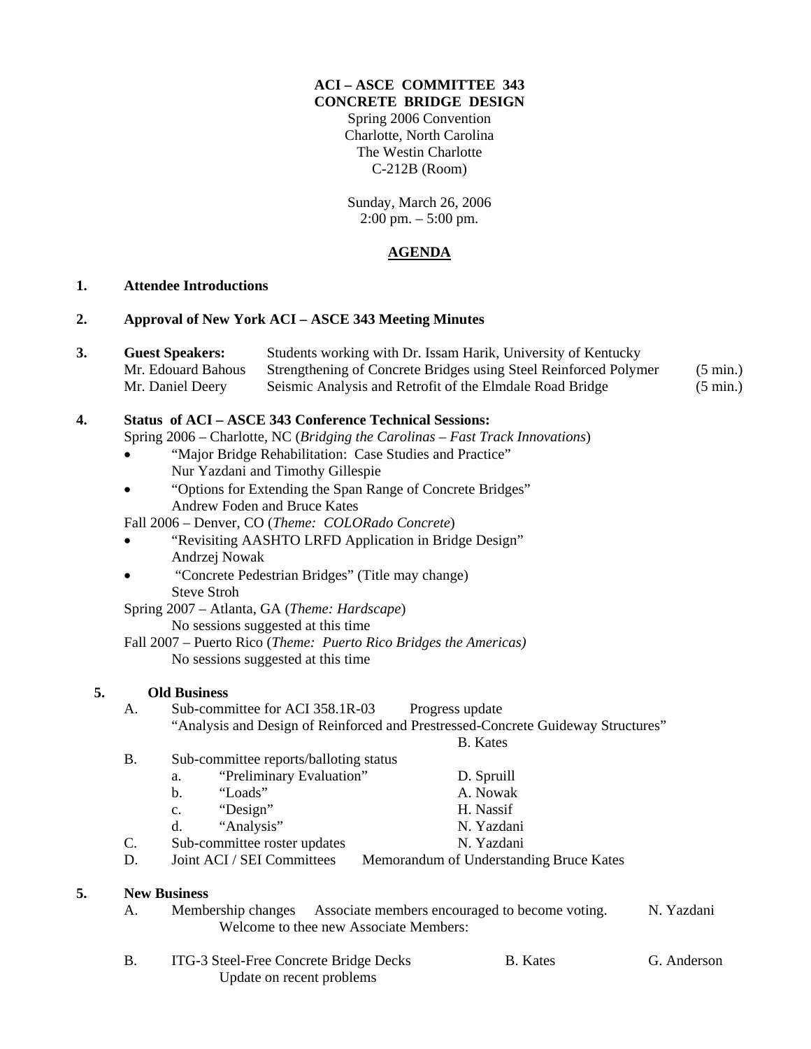**ACI – ASCE COMMITTEE 343**
**CONCRETE BRIDGE DESIGN**
Spring 2006 Convention
Charlotte, North Carolina
The Westin Charlotte
C-212B (Room)

Sunday, March 26, 2006
2:00 pm. – 5:00 pm.

## AGENDA

**1. Attendee Introductions**

**2. Approval of New York ACI – ASCE 343 Meeting Minutes**

**3. Guest Speakers:** Students working with Dr. Issam Harik, University of Kentucky

Mr. Edouard Bahous — Strengthening of Concrete Bridges using Steel Reinforced Polymer (5 min.)
Mr. Daniel Deery — Seismic Analysis and Retrofit of the Elmdale Road Bridge (5 min.)

**4. Status of ACI – ASCE 343 Conference Technical Sessions:**

Spring 2006 – Charlotte, NC (*Bridging the Carolinas – Fast Track Innovations*)

- "Major Bridge Rehabilitation: Case Studies and Practice"
  Nur Yazdani and Timothy Gillespie
- "Options for Extending the Span Range of Concrete Bridges"
  Andrew Foden and Bruce Kates

Fall 2006 – Denver, CO (*Theme: COLORado Concrete*)

- "Revisiting AASHTO LRFD Application in Bridge Design"
  Andrzej Nowak
- "Concrete Pedestrian Bridges" (Title may change)
  Steve Stroh

Spring 2007 – Atlanta, GA (*Theme: Hardscape*)
  No sessions suggested at this time

Fall 2007 – Puerto Rico (*Theme: Puerto Rico Bridges the Americas)*
  No sessions suggested at this time

**5. Old Business**

A. Sub-committee for ACI 358.1R-03 — Progress update
  "Analysis and Design of Reinforced and Prestressed-Concrete Guideway Structures"
  B. Kates

B. Sub-committee reports/balloting status
  a. "Preliminary Evaluation" — D. Spruill
  b. "Loads" — A. Nowak
  c. "Design" — H. Nassif
  d. "Analysis" — N. Yazdani

C. Sub-committee roster updates — N. Yazdani

D. Joint ACI / SEI Committees — Memorandum of Understanding Bruce Kates

**5. New Business**

A. Membership changes — Associate members encouraged to become voting. — N. Yazdani
  Welcome to thee new Associate Members:

B. ITG-3 Steel-Free Concrete Bridge Decks — B. Kates — G. Anderson
  Update on recent problems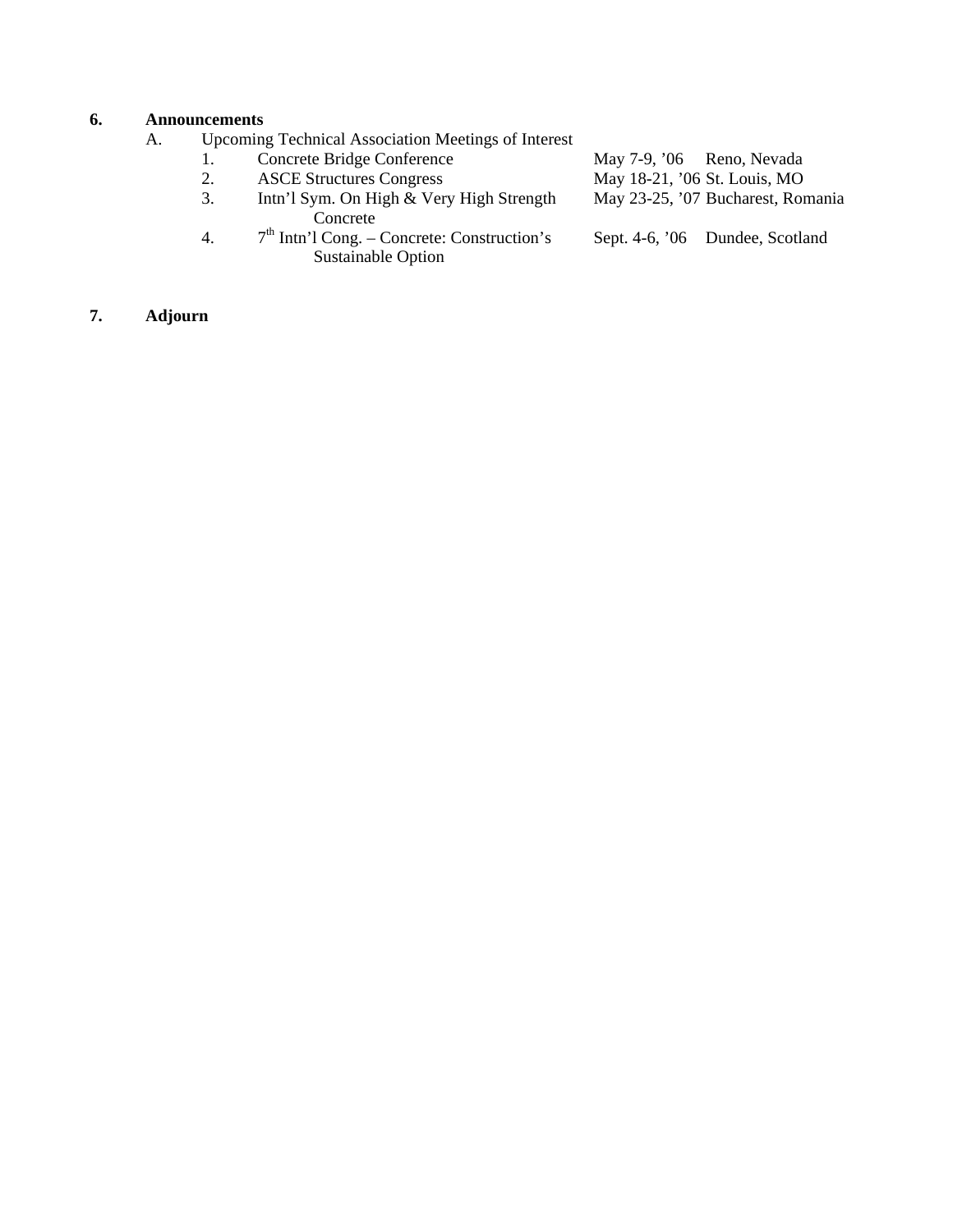**6. Announcements**

A. Upcoming Technical Association Meetings of Interest

| | | | |
|---|---|---|---|
| 1. | Concrete Bridge Conference | May 7-9, ’06 | Reno, Nevada |
| 2. | ASCE Structures Congress | May 18-21, ’06 | St. Louis, MO |
| 3. | Intn’l Sym. On High & Very High Strength Concrete | May 23-25, ’07 | Bucharest, Romania |
| 4. | 7th Intn’l Cong. – Concrete: Construction’s Sustainable Option | Sept. 4-6, ’06 | Dundee, Scotland |

**7. Adjourn**